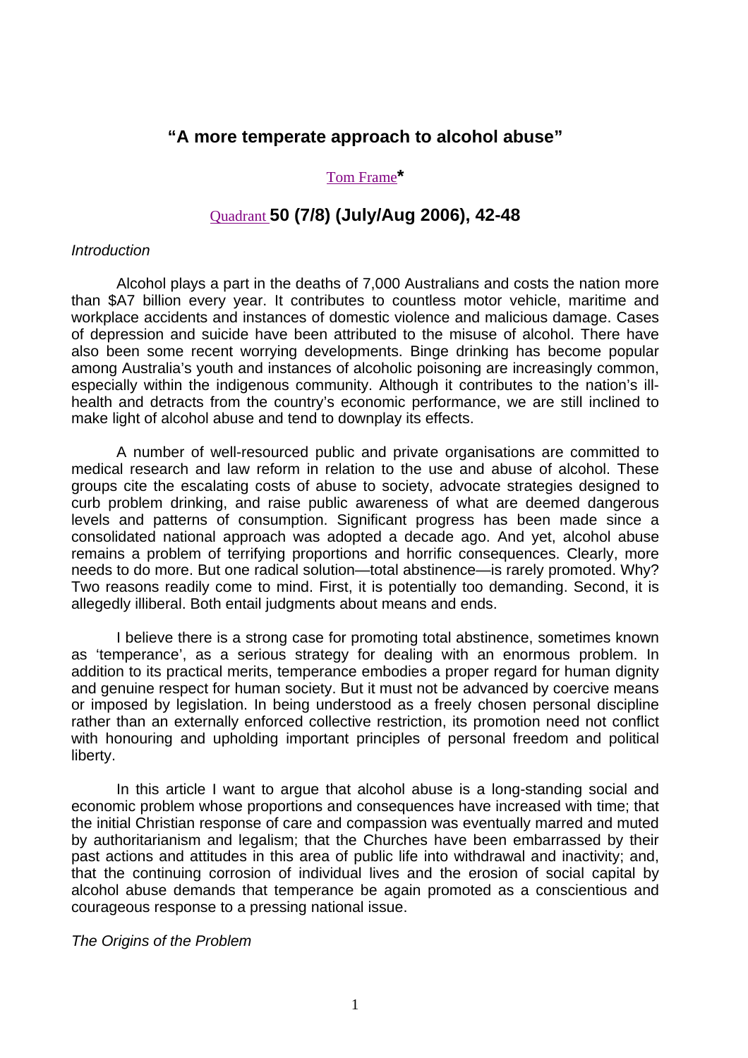## "A more temperate approach to alcohol abuse"

Tom Frame*

Quadrant **50 (7/8) (July/Aug 2006), 42-48**

*Introduction*

Alcohol plays a part in the deaths of 7,000 Australians and costs the nation more than $A7 billion every year. It contributes to countless motor vehicle, maritime and workplace accidents and instances of domestic violence and malicious damage. Cases of depression and suicide have been attributed to the misuse of alcohol. There have also been some recent worrying developments. Binge drinking has become popular among Australia's youth and instances of alcoholic poisoning are increasingly common, especially within the indigenous community. Although it contributes to the nation's ill-health and detracts from the country's economic performance, we are still inclined to make light of alcohol abuse and tend to downplay its effects.

A number of well-resourced public and private organisations are committed to medical research and law reform in relation to the use and abuse of alcohol. These groups cite the escalating costs of abuse to society, advocate strategies designed to curb problem drinking, and raise public awareness of what are deemed dangerous levels and patterns of consumption. Significant progress has been made since a consolidated national approach was adopted a decade ago. And yet, alcohol abuse remains a problem of terrifying proportions and horrific consequences. Clearly, more needs to do more. But one radical solution—total abstinence—is rarely promoted. Why? Two reasons readily come to mind. First, it is potentially too demanding. Second, it is allegedly illiberal. Both entail judgments about means and ends.

I believe there is a strong case for promoting total abstinence, sometimes known as 'temperance', as a serious strategy for dealing with an enormous problem. In addition to its practical merits, temperance embodies a proper regard for human dignity and genuine respect for human society. But it must not be advanced by coercive means or imposed by legislation. In being understood as a freely chosen personal discipline rather than an externally enforced collective restriction, its promotion need not conflict with honouring and upholding important principles of personal freedom and political liberty.

In this article I want to argue that alcohol abuse is a long-standing social and economic problem whose proportions and consequences have increased with time; that the initial Christian response of care and compassion was eventually marred and muted by authoritarianism and legalism; that the Churches have been embarrassed by their past actions and attitudes in this area of public life into withdrawal and inactivity; and, that the continuing corrosion of individual lives and the erosion of social capital by alcohol abuse demands that temperance be again promoted as a conscientious and courageous response to a pressing national issue.

*The Origins of the Problem*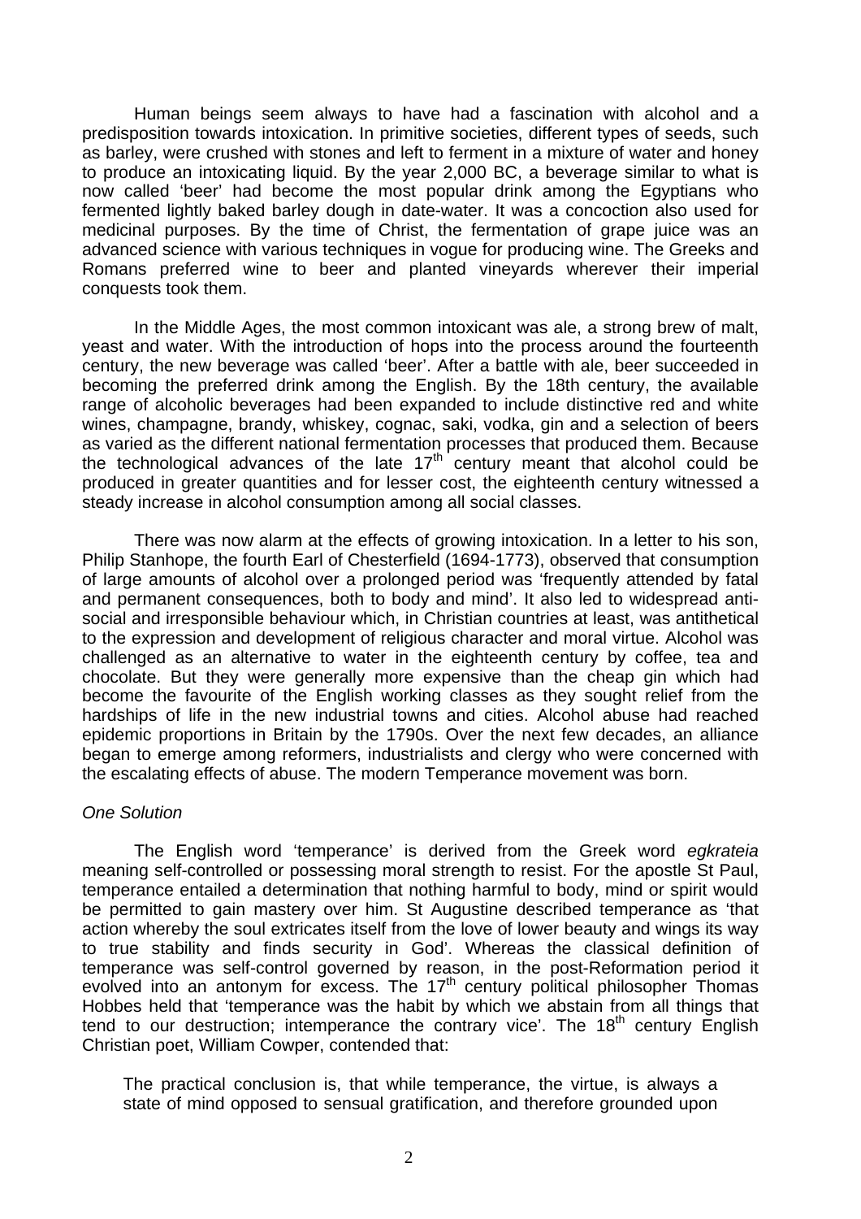Human beings seem always to have had a fascination with alcohol and a predisposition towards intoxication. In primitive societies, different types of seeds, such as barley, were crushed with stones and left to ferment in a mixture of water and honey to produce an intoxicating liquid. By the year 2,000 BC, a beverage similar to what is now called 'beer' had become the most popular drink among the Egyptians who fermented lightly baked barley dough in date-water. It was a concoction also used for medicinal purposes. By the time of Christ, the fermentation of grape juice was an advanced science with various techniques in vogue for producing wine. The Greeks and Romans preferred wine to beer and planted vineyards wherever their imperial conquests took them.

In the Middle Ages, the most common intoxicant was ale, a strong brew of malt, yeast and water. With the introduction of hops into the process around the fourteenth century, the new beverage was called 'beer'. After a battle with ale, beer succeeded in becoming the preferred drink among the English. By the 18th century, the available range of alcoholic beverages had been expanded to include distinctive red and white wines, champagne, brandy, whiskey, cognac, saki, vodka, gin and a selection of beers as varied as the different national fermentation processes that produced them. Because the technological advances of the late 17th century meant that alcohol could be produced in greater quantities and for lesser cost, the eighteenth century witnessed a steady increase in alcohol consumption among all social classes.

There was now alarm at the effects of growing intoxication. In a letter to his son, Philip Stanhope, the fourth Earl of Chesterfield (1694-1773), observed that consumption of large amounts of alcohol over a prolonged period was 'frequently attended by fatal and permanent consequences, both to body and mind'. It also led to widespread anti-social and irresponsible behaviour which, in Christian countries at least, was antithetical to the expression and development of religious character and moral virtue. Alcohol was challenged as an alternative to water in the eighteenth century by coffee, tea and chocolate. But they were generally more expensive than the cheap gin which had become the favourite of the English working classes as they sought relief from the hardships of life in the new industrial towns and cities. Alcohol abuse had reached epidemic proportions in Britain by the 1790s. Over the next few decades, an alliance began to emerge among reformers, industrialists and clergy who were concerned with the escalating effects of abuse. The modern Temperance movement was born.

*One Solution*

The English word 'temperance' is derived from the Greek word *egkrateia* meaning self-controlled or possessing moral strength to resist. For the apostle St Paul, temperance entailed a determination that nothing harmful to body, mind or spirit would be permitted to gain mastery over him. St Augustine described temperance as 'that action whereby the soul extricates itself from the love of lower beauty and wings its way to true stability and finds security in God'. Whereas the classical definition of temperance was self-control governed by reason, in the post-Reformation period it evolved into an antonym for excess. The 17th century political philosopher Thomas Hobbes held that 'temperance was the habit by which we abstain from all things that tend to our destruction; intemperance the contrary vice'. The 18th century English Christian poet, William Cowper, contended that:

> The practical conclusion is, that while temperance, the virtue, is always a state of mind opposed to sensual gratification, and therefore grounded upon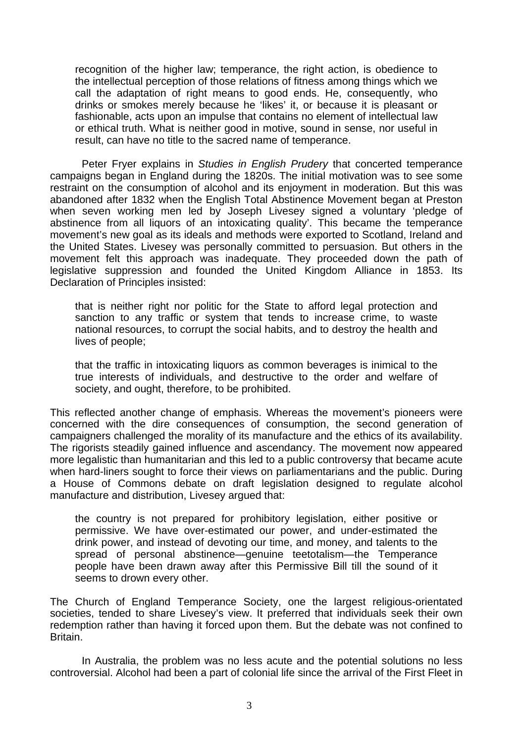> recognition of the higher law; temperance, the right action, is obedience to the intellectual perception of those relations of fitness among things which we call the adaptation of right means to good ends. He, consequently, who drinks or smokes merely because he 'likes' it, or because it is pleasant or fashionable, acts upon an impulse that contains no element of intellectual law or ethical truth. What is neither good in motive, sound in sense, nor useful in result, can have no title to the sacred name of temperance.

Peter Fryer explains in *Studies in English Prudery* that concerted temperance campaigns began in England during the 1820s. The initial motivation was to see some restraint on the consumption of alcohol and its enjoyment in moderation. But this was abandoned after 1832 when the English Total Abstinence Movement began at Preston when seven working men led by Joseph Livesey signed a voluntary 'pledge of abstinence from all liquors of an intoxicating quality'. This became the temperance movement's new goal as its ideals and methods were exported to Scotland, Ireland and the United States. Livesey was personally committed to persuasion. But others in the movement felt this approach was inadequate. They proceeded down the path of legislative suppression and founded the United Kingdom Alliance in 1853. Its Declaration of Principles insisted:

> that is neither right nor politic for the State to afford legal protection and sanction to any traffic or system that tends to increase crime, to waste national resources, to corrupt the social habits, and to destroy the health and lives of people;
>
> that the traffic in intoxicating liquors as common beverages is inimical to the true interests of individuals, and destructive to the order and welfare of society, and ought, therefore, to be prohibited.

This reflected another change of emphasis. Whereas the movement's pioneers were concerned with the dire consequences of consumption, the second generation of campaigners challenged the morality of its manufacture and the ethics of its availability. The rigorists steadily gained influence and ascendancy. The movement now appeared more legalistic than humanitarian and this led to a public controversy that became acute when hard-liners sought to force their views on parliamentarians and the public. During a House of Commons debate on draft legislation designed to regulate alcohol manufacture and distribution, Livesey argued that:

> the country is not prepared for prohibitory legislation, either positive or permissive. We have over-estimated our power, and under-estimated the drink power, and instead of devoting our time, and money, and talents to the spread of personal abstinence—genuine teetotalism—the Temperance people have been drawn away after this Permissive Bill till the sound of it seems to drown every other.

The Church of England Temperance Society, one the largest religious-orientated societies, tended to share Livesey's view. It preferred that individuals seek their own redemption rather than having it forced upon them. But the debate was not confined to Britain.

In Australia, the problem was no less acute and the potential solutions no less controversial. Alcohol had been a part of colonial life since the arrival of the First Fleet in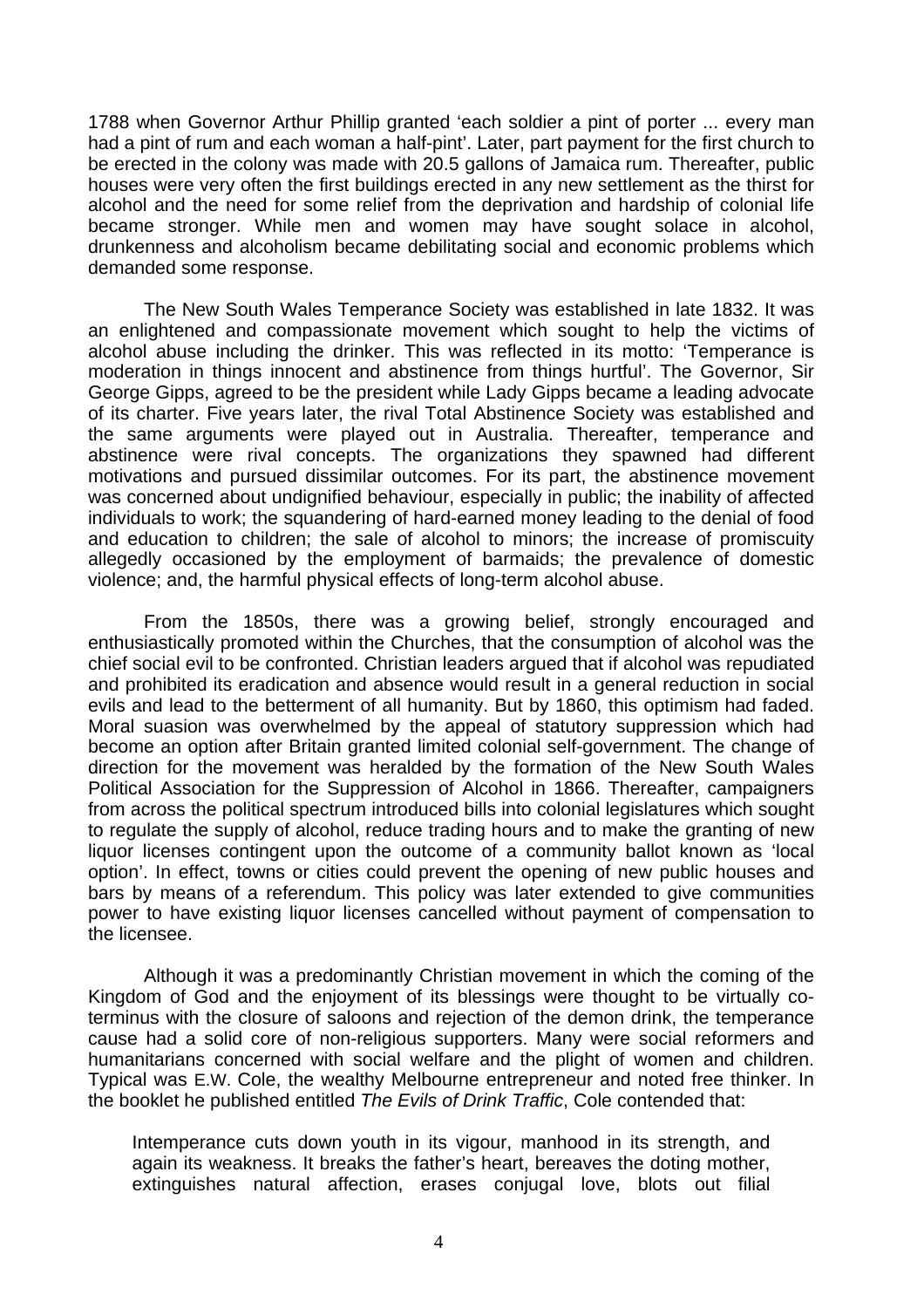1788 when Governor Arthur Phillip granted 'each soldier a pint of porter ... every man had a pint of rum and each woman a half-pint'. Later, part payment for the first church to be erected in the colony was made with 20.5 gallons of Jamaica rum. Thereafter, public houses were very often the first buildings erected in any new settlement as the thirst for alcohol and the need for some relief from the deprivation and hardship of colonial life became stronger. While men and women may have sought solace in alcohol, drunkenness and alcoholism became debilitating social and economic problems which demanded some response.

The New South Wales Temperance Society was established in late 1832. It was an enlightened and compassionate movement which sought to help the victims of alcohol abuse including the drinker. This was reflected in its motto: 'Temperance is moderation in things innocent and abstinence from things hurtful'. The Governor, Sir George Gipps, agreed to be the president while Lady Gipps became a leading advocate of its charter. Five years later, the rival Total Abstinence Society was established and the same arguments were played out in Australia. Thereafter, temperance and abstinence were rival concepts. The organizations they spawned had different motivations and pursued dissimilar outcomes. For its part, the abstinence movement was concerned about undignified behaviour, especially in public; the inability of affected individuals to work; the squandering of hard-earned money leading to the denial of food and education to children; the sale of alcohol to minors; the increase of promiscuity allegedly occasioned by the employment of barmaids; the prevalence of domestic violence; and, the harmful physical effects of long-term alcohol abuse.

From the 1850s, there was a growing belief, strongly encouraged and enthusiastically promoted within the Churches, that the consumption of alcohol was the chief social evil to be confronted. Christian leaders argued that if alcohol was repudiated and prohibited its eradication and absence would result in a general reduction in social evils and lead to the betterment of all humanity. But by 1860, this optimism had faded. Moral suasion was overwhelmed by the appeal of statutory suppression which had become an option after Britain granted limited colonial self-government. The change of direction for the movement was heralded by the formation of the New South Wales Political Association for the Suppression of Alcohol in 1866. Thereafter, campaigners from across the political spectrum introduced bills into colonial legislatures which sought to regulate the supply of alcohol, reduce trading hours and to make the granting of new liquor licenses contingent upon the outcome of a community ballot known as 'local option'. In effect, towns or cities could prevent the opening of new public houses and bars by means of a referendum. This policy was later extended to give communities power to have existing liquor licenses cancelled without payment of compensation to the licensee.

Although it was a predominantly Christian movement in which the coming of the Kingdom of God and the enjoyment of its blessings were thought to be virtually co-terminus with the closure of saloons and rejection of the demon drink, the temperance cause had a solid core of non-religious supporters. Many were social reformers and humanitarians concerned with social welfare and the plight of women and children. Typical was E.W. Cole, the wealthy Melbourne entrepreneur and noted free thinker. In the booklet he published entitled *The Evils of Drink Traffic*, Cole contended that:

> Intemperance cuts down youth in its vigour, manhood in its strength, and again its weakness. It breaks the father's heart, bereaves the doting mother, extinguishes natural affection, erases conjugal love, blots out filial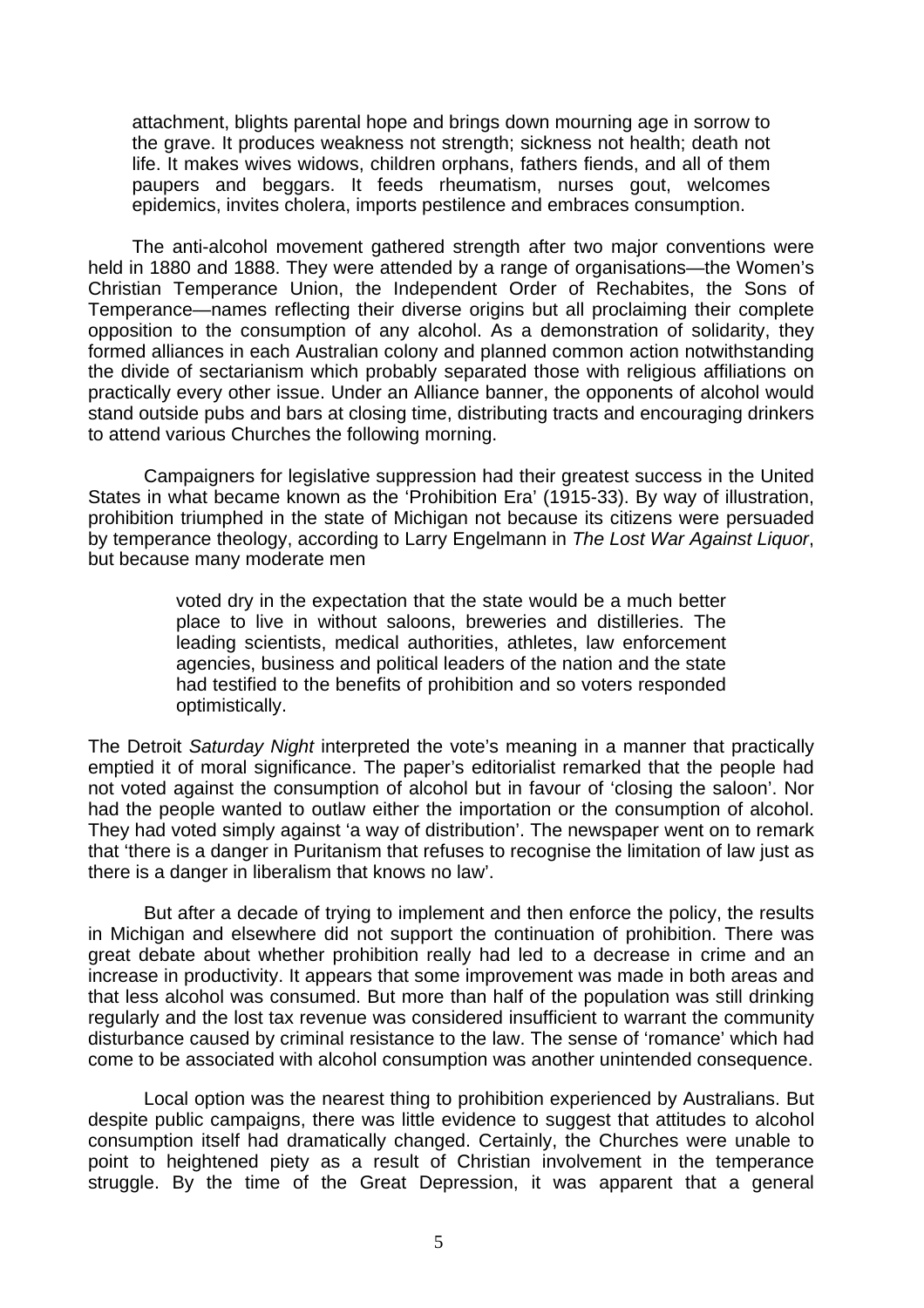> attachment, blights parental hope and brings down mourning age in sorrow to the grave. It produces weakness not strength; sickness not health; death not life. It makes wives widows, children orphans, fathers fiends, and all of them paupers and beggars. It feeds rheumatism, nurses gout, welcomes epidemics, invites cholera, imports pestilence and embraces consumption.

The anti-alcohol movement gathered strength after two major conventions were held in 1880 and 1888. They were attended by a range of organisations—the Women's Christian Temperance Union, the Independent Order of Rechabites, the Sons of Temperance—names reflecting their diverse origins but all proclaiming their complete opposition to the consumption of any alcohol. As a demonstration of solidarity, they formed alliances in each Australian colony and planned common action notwithstanding the divide of sectarianism which probably separated those with religious affiliations on practically every other issue. Under an Alliance banner, the opponents of alcohol would stand outside pubs and bars at closing time, distributing tracts and encouraging drinkers to attend various Churches the following morning.

Campaigners for legislative suppression had their greatest success in the United States in what became known as the 'Prohibition Era' (1915-33). By way of illustration, prohibition triumphed in the state of Michigan not because its citizens were persuaded by temperance theology, according to Larry Engelmann in *The Lost War Against Liquor*, but because many moderate men

> voted dry in the expectation that the state would be a much better place to live in without saloons, breweries and distilleries. The leading scientists, medical authorities, athletes, law enforcement agencies, business and political leaders of the nation and the state had testified to the benefits of prohibition and so voters responded optimistically.

The Detroit *Saturday Night* interpreted the vote's meaning in a manner that practically emptied it of moral significance. The paper's editorialist remarked that the people had not voted against the consumption of alcohol but in favour of 'closing the saloon'. Nor had the people wanted to outlaw either the importation or the consumption of alcohol. They had voted simply against 'a way of distribution'. The newspaper went on to remark that 'there is a danger in Puritanism that refuses to recognise the limitation of law just as there is a danger in liberalism that knows no law'.

But after a decade of trying to implement and then enforce the policy, the results in Michigan and elsewhere did not support the continuation of prohibition. There was great debate about whether prohibition really had led to a decrease in crime and an increase in productivity. It appears that some improvement was made in both areas and that less alcohol was consumed. But more than half of the population was still drinking regularly and the lost tax revenue was considered insufficient to warrant the community disturbance caused by criminal resistance to the law. The sense of 'romance' which had come to be associated with alcohol consumption was another unintended consequence.

Local option was the nearest thing to prohibition experienced by Australians. But despite public campaigns, there was little evidence to suggest that attitudes to alcohol consumption itself had dramatically changed. Certainly, the Churches were unable to point to heightened piety as a result of Christian involvement in the temperance struggle. By the time of the Great Depression, it was apparent that a general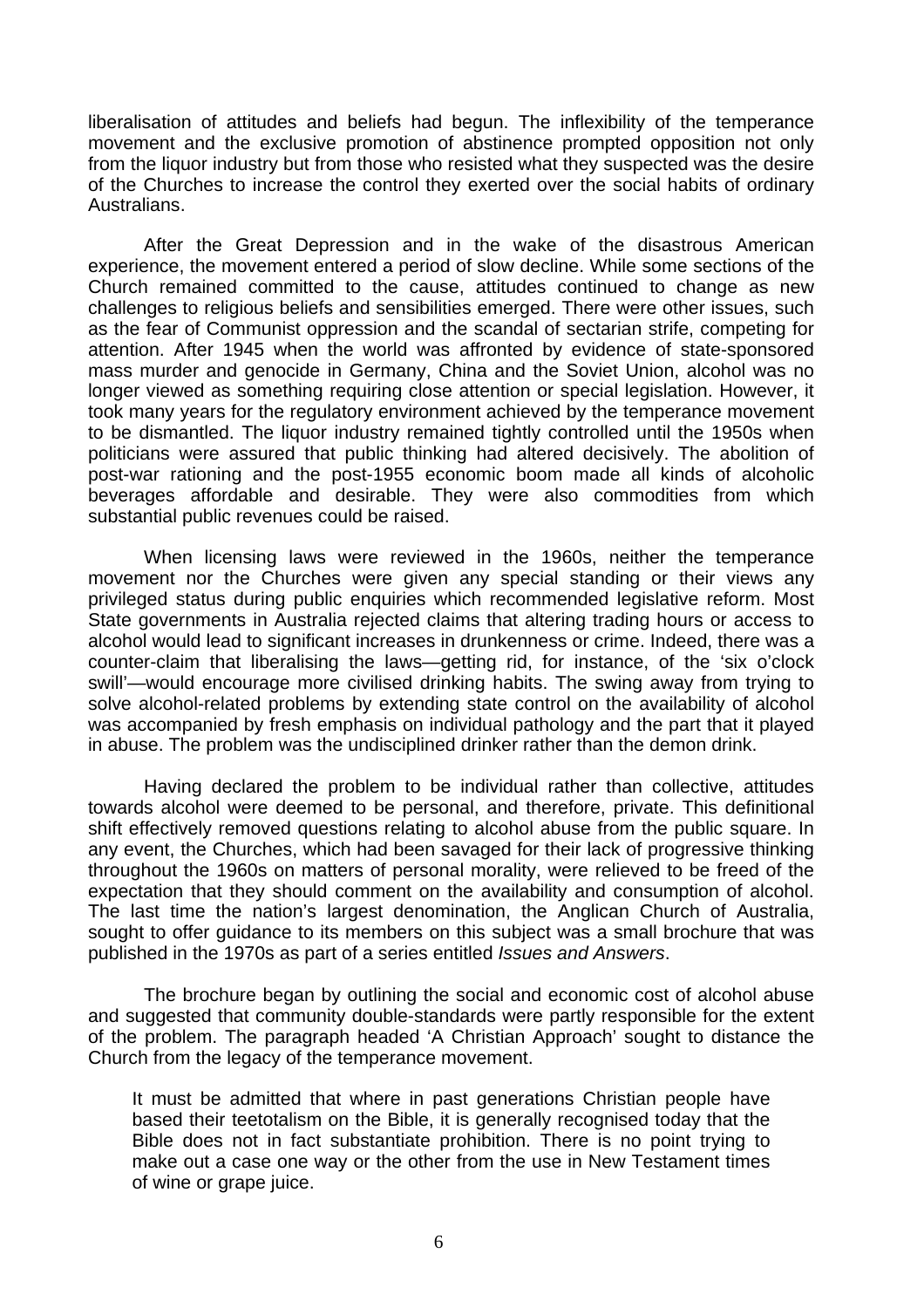liberalisation of attitudes and beliefs had begun. The inflexibility of the temperance movement and the exclusive promotion of abstinence prompted opposition not only from the liquor industry but from those who resisted what they suspected was the desire of the Churches to increase the control they exerted over the social habits of ordinary Australians.

After the Great Depression and in the wake of the disastrous American experience, the movement entered a period of slow decline. While some sections of the Church remained committed to the cause, attitudes continued to change as new challenges to religious beliefs and sensibilities emerged. There were other issues, such as the fear of Communist oppression and the scandal of sectarian strife, competing for attention. After 1945 when the world was affronted by evidence of state-sponsored mass murder and genocide in Germany, China and the Soviet Union, alcohol was no longer viewed as something requiring close attention or special legislation. However, it took many years for the regulatory environment achieved by the temperance movement to be dismantled. The liquor industry remained tightly controlled until the 1950s when politicians were assured that public thinking had altered decisively. The abolition of post-war rationing and the post-1955 economic boom made all kinds of alcoholic beverages affordable and desirable. They were also commodities from which substantial public revenues could be raised.

When licensing laws were reviewed in the 1960s, neither the temperance movement nor the Churches were given any special standing or their views any privileged status during public enquiries which recommended legislative reform. Most State governments in Australia rejected claims that altering trading hours or access to alcohol would lead to significant increases in drunkenness or crime. Indeed, there was a counter-claim that liberalising the laws—getting rid, for instance, of the 'six o'clock swill'—would encourage more civilised drinking habits. The swing away from trying to solve alcohol-related problems by extending state control on the availability of alcohol was accompanied by fresh emphasis on individual pathology and the part that it played in abuse. The problem was the undisciplined drinker rather than the demon drink.

Having declared the problem to be individual rather than collective, attitudes towards alcohol were deemed to be personal, and therefore, private. This definitional shift effectively removed questions relating to alcohol abuse from the public square. In any event, the Churches, which had been savaged for their lack of progressive thinking throughout the 1960s on matters of personal morality, were relieved to be freed of the expectation that they should comment on the availability and consumption of alcohol. The last time the nation's largest denomination, the Anglican Church of Australia, sought to offer guidance to its members on this subject was a small brochure that was published in the 1970s as part of a series entitled *Issues and Answers*.

The brochure began by outlining the social and economic cost of alcohol abuse and suggested that community double-standards were partly responsible for the extent of the problem. The paragraph headed 'A Christian Approach' sought to distance the Church from the legacy of the temperance movement.

> It must be admitted that where in past generations Christian people have based their teetotalism on the Bible, it is generally recognised today that the Bible does not in fact substantiate prohibition. There is no point trying to make out a case one way or the other from the use in New Testament times of wine or grape juice.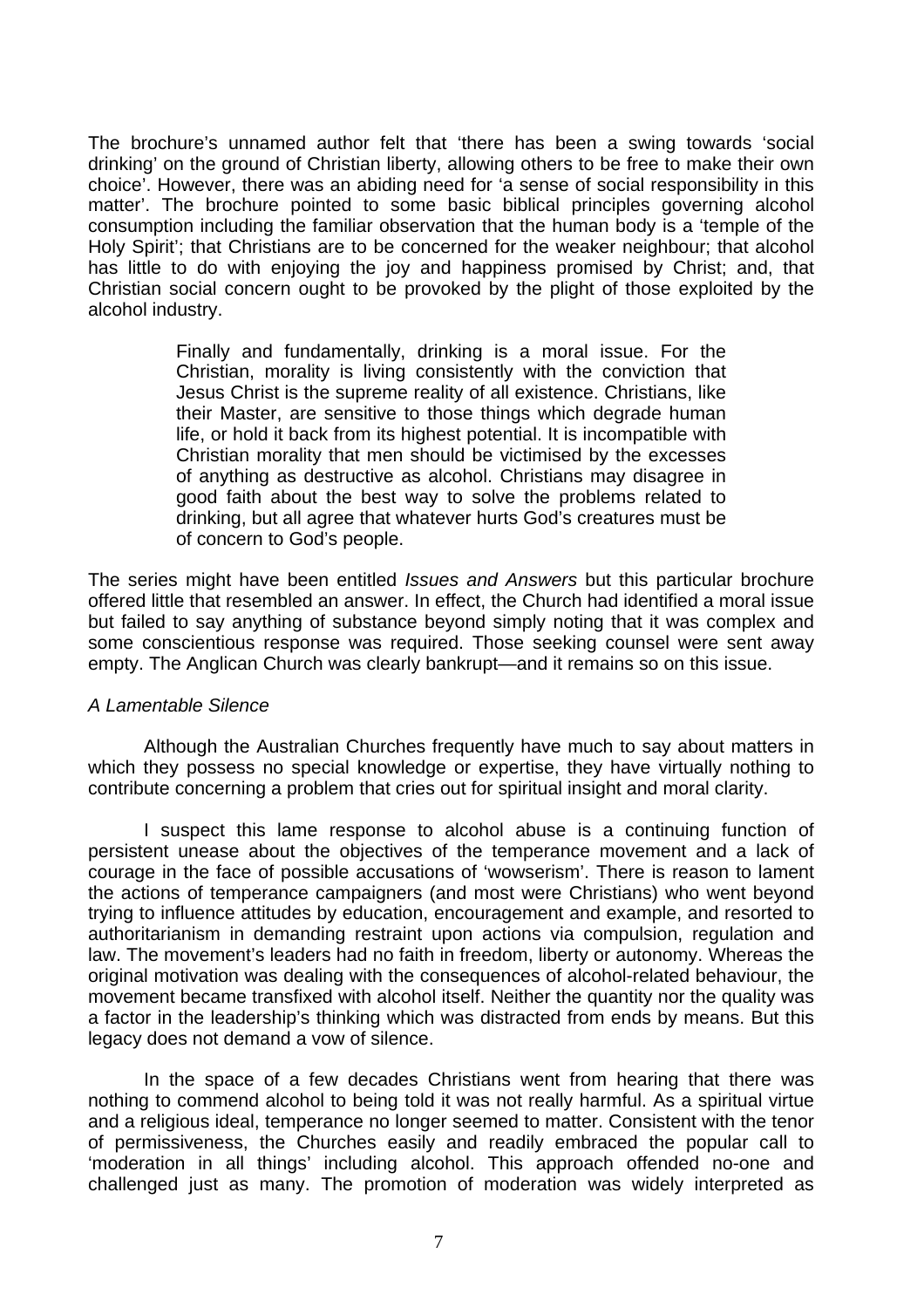The brochure's unnamed author felt that 'there has been a swing towards 'social drinking' on the ground of Christian liberty, allowing others to be free to make their own choice'. However, there was an abiding need for 'a sense of social responsibility in this matter'. The brochure pointed to some basic biblical principles governing alcohol consumption including the familiar observation that the human body is a 'temple of the Holy Spirit'; that Christians are to be concerned for the weaker neighbour; that alcohol has little to do with enjoying the joy and happiness promised by Christ; and, that Christian social concern ought to be provoked by the plight of those exploited by the alcohol industry.

> Finally and fundamentally, drinking is a moral issue. For the Christian, morality is living consistently with the conviction that Jesus Christ is the supreme reality of all existence. Christians, like their Master, are sensitive to those things which degrade human life, or hold it back from its highest potential. It is incompatible with Christian morality that men should be victimised by the excesses of anything as destructive as alcohol. Christians may disagree in good faith about the best way to solve the problems related to drinking, but all agree that whatever hurts God's creatures must be of concern to God's people.

The series might have been entitled *Issues and Answers* but this particular brochure offered little that resembled an answer. In effect, the Church had identified a moral issue but failed to say anything of substance beyond simply noting that it was complex and some conscientious response was required. Those seeking counsel were sent away empty. The Anglican Church was clearly bankrupt—and it remains so on this issue.

*A Lamentable Silence*

Although the Australian Churches frequently have much to say about matters in which they possess no special knowledge or expertise, they have virtually nothing to contribute concerning a problem that cries out for spiritual insight and moral clarity.

I suspect this lame response to alcohol abuse is a continuing function of persistent unease about the objectives of the temperance movement and a lack of courage in the face of possible accusations of 'wowserism'. There is reason to lament the actions of temperance campaigners (and most were Christians) who went beyond trying to influence attitudes by education, encouragement and example, and resorted to authoritarianism in demanding restraint upon actions via compulsion, regulation and law. The movement's leaders had no faith in freedom, liberty or autonomy. Whereas the original motivation was dealing with the consequences of alcohol-related behaviour, the movement became transfixed with alcohol itself. Neither the quantity nor the quality was a factor in the leadership's thinking which was distracted from ends by means. But this legacy does not demand a vow of silence.

In the space of a few decades Christians went from hearing that there was nothing to commend alcohol to being told it was not really harmful. As a spiritual virtue and a religious ideal, temperance no longer seemed to matter. Consistent with the tenor of permissiveness, the Churches easily and readily embraced the popular call to 'moderation in all things' including alcohol. This approach offended no-one and challenged just as many. The promotion of moderation was widely interpreted as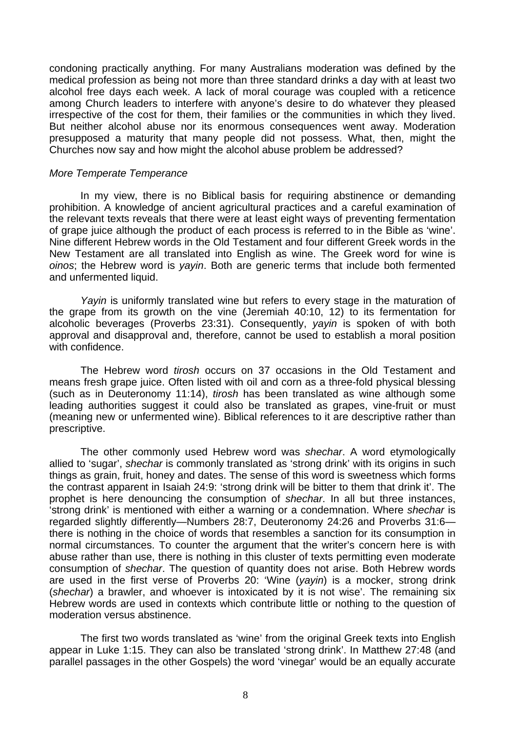condoning practically anything. For many Australians moderation was defined by the medical profession as being not more than three standard drinks a day with at least two alcohol free days each week. A lack of moral courage was coupled with a reticence among Church leaders to interfere with anyone's desire to do whatever they pleased irrespective of the cost for them, their families or the communities in which they lived. But neither alcohol abuse nor its enormous consequences went away. Moderation presupposed a maturity that many people did not possess. What, then, might the Churches now say and how might the alcohol abuse problem be addressed?

*More Temperate Temperance*

In my view, there is no Biblical basis for requiring abstinence or demanding prohibition. A knowledge of ancient agricultural practices and a careful examination of the relevant texts reveals that there were at least eight ways of preventing fermentation of grape juice although the product of each process is referred to in the Bible as 'wine'. Nine different Hebrew words in the Old Testament and four different Greek words in the New Testament are all translated into English as wine. The Greek word for wine is *oinos*; the Hebrew word is *yayin*. Both are generic terms that include both fermented and unfermented liquid.

*Yayin* is uniformly translated wine but refers to every stage in the maturation of the grape from its growth on the vine (Jeremiah 40:10, 12) to its fermentation for alcoholic beverages (Proverbs 23:31). Consequently, *yayin* is spoken of with both approval and disapproval and, therefore, cannot be used to establish a moral position with confidence.

The Hebrew word *tirosh* occurs on 37 occasions in the Old Testament and means fresh grape juice. Often listed with oil and corn as a three-fold physical blessing (such as in Deuteronomy 11:14), *tirosh* has been translated as wine although some leading authorities suggest it could also be translated as grapes, vine-fruit or must (meaning new or unfermented wine). Biblical references to it are descriptive rather than prescriptive.

The other commonly used Hebrew word was *shechar*. A word etymologically allied to 'sugar', *shechar* is commonly translated as 'strong drink' with its origins in such things as grain, fruit, honey and dates. The sense of this word is sweetness which forms the contrast apparent in Isaiah 24:9: 'strong drink will be bitter to them that drink it'. The prophet is here denouncing the consumption of *shechar*. In all but three instances, 'strong drink' is mentioned with either a warning or a condemnation. Where *shechar* is regarded slightly differently—Numbers 28:7, Deuteronomy 24:26 and Proverbs 31:6—there is nothing in the choice of words that resembles a sanction for its consumption in normal circumstances. To counter the argument that the writer's concern here is with abuse rather than use, there is nothing in this cluster of texts permitting even moderate consumption of *shechar*. The question of quantity does not arise. Both Hebrew words are used in the first verse of Proverbs 20: 'Wine (*yayin*) is a mocker, strong drink (*shechar*) a brawler, and whoever is intoxicated by it is not wise'. The remaining six Hebrew words are used in contexts which contribute little or nothing to the question of moderation versus abstinence.

The first two words translated as 'wine' from the original Greek texts into English appear in Luke 1:15. They can also be translated 'strong drink'. In Matthew 27:48 (and parallel passages in the other Gospels) the word 'vinegar' would be an equally accurate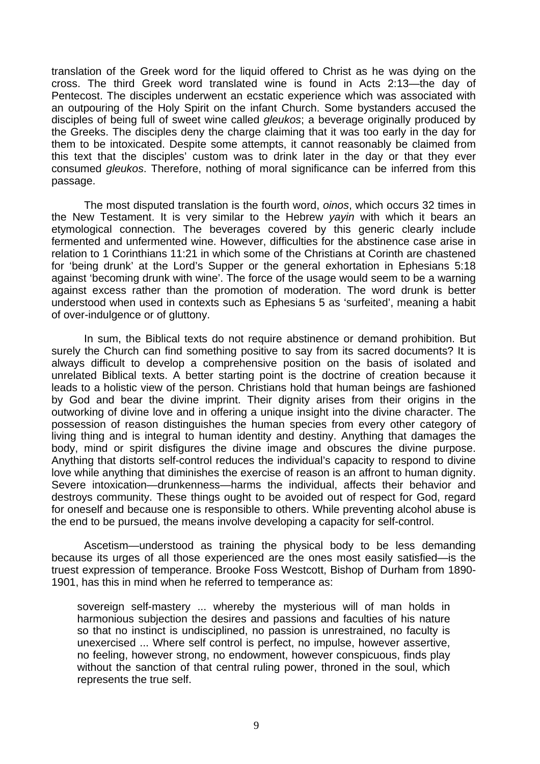translation of the Greek word for the liquid offered to Christ as he was dying on the cross. The third Greek word translated wine is found in Acts 2:13—the day of Pentecost. The disciples underwent an ecstatic experience which was associated with an outpouring of the Holy Spirit on the infant Church. Some bystanders accused the disciples of being full of sweet wine called *gleukos*; a beverage originally produced by the Greeks. The disciples deny the charge claiming that it was too early in the day for them to be intoxicated. Despite some attempts, it cannot reasonably be claimed from this text that the disciples' custom was to drink later in the day or that they ever consumed *gleukos*. Therefore, nothing of moral significance can be inferred from this passage.

The most disputed translation is the fourth word, *oinos*, which occurs 32 times in the New Testament. It is very similar to the Hebrew *yayin* with which it bears an etymological connection. The beverages covered by this generic clearly include fermented and unfermented wine. However, difficulties for the abstinence case arise in relation to 1 Corinthians 11:21 in which some of the Christians at Corinth are chastened for 'being drunk' at the Lord's Supper or the general exhortation in Ephesians 5:18 against 'becoming drunk with wine'. The force of the usage would seem to be a warning against excess rather than the promotion of moderation. The word drunk is better understood when used in contexts such as Ephesians 5 as 'surfeited', meaning a habit of over-indulgence or of gluttony.

In sum, the Biblical texts do not require abstinence or demand prohibition. But surely the Church can find something positive to say from its sacred documents? It is always difficult to develop a comprehensive position on the basis of isolated and unrelated Biblical texts. A better starting point is the doctrine of creation because it leads to a holistic view of the person. Christians hold that human beings are fashioned by God and bear the divine imprint. Their dignity arises from their origins in the outworking of divine love and in offering a unique insight into the divine character. The possession of reason distinguishes the human species from every other category of living thing and is integral to human identity and destiny. Anything that damages the body, mind or spirit disfigures the divine image and obscures the divine purpose. Anything that distorts self-control reduces the individual's capacity to respond to divine love while anything that diminishes the exercise of reason is an affront to human dignity. Severe intoxication—drunkenness—harms the individual, affects their behavior and destroys community. These things ought to be avoided out of respect for God, regard for oneself and because one is responsible to others. While preventing alcohol abuse is the end to be pursued, the means involve developing a capacity for self-control.

Ascetism—understood as training the physical body to be less demanding because its urges of all those experienced are the ones most easily satisfied—is the truest expression of temperance. Brooke Foss Westcott, Bishop of Durham from 1890-1901, has this in mind when he referred to temperance as:

> sovereign self-mastery ... whereby the mysterious will of man holds in harmonious subjection the desires and passions and faculties of his nature so that no instinct is undisciplined, no passion is unrestrained, no faculty is unexercised ... Where self control is perfect, no impulse, however assertive, no feeling, however strong, no endowment, however conspicuous, finds play without the sanction of that central ruling power, throned in the soul, which represents the true self.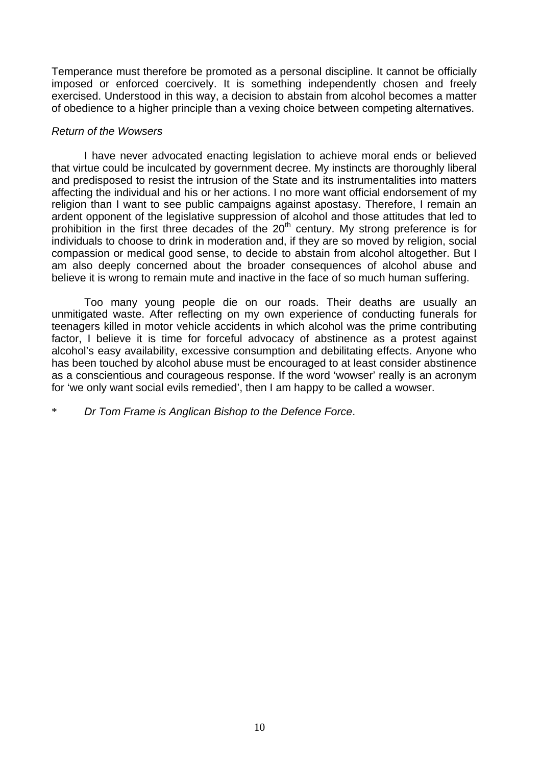Temperance must therefore be promoted as a personal discipline. It cannot be officially imposed or enforced coercively. It is something independently chosen and freely exercised. Understood in this way, a decision to abstain from alcohol becomes a matter of obedience to a higher principle than a vexing choice between competing alternatives.

*Return of the Wowsers*

I have never advocated enacting legislation to achieve moral ends or believed that virtue could be inculcated by government decree. My instincts are thoroughly liberal and predisposed to resist the intrusion of the State and its instrumentalities into matters affecting the individual and his or her actions. I no more want official endorsement of my religion than I want to see public campaigns against apostasy. Therefore, I remain an ardent opponent of the legislative suppression of alcohol and those attitudes that led to prohibition in the first three decades of the 20th century. My strong preference is for individuals to choose to drink in moderation and, if they are so moved by religion, social compassion or medical good sense, to decide to abstain from alcohol altogether. But I am also deeply concerned about the broader consequences of alcohol abuse and believe it is wrong to remain mute and inactive in the face of so much human suffering.

Too many young people die on our roads. Their deaths are usually an unmitigated waste. After reflecting on my own experience of conducting funerals for teenagers killed in motor vehicle accidents in which alcohol was the prime contributing factor, I believe it is time for forceful advocacy of abstinence as a protest against alcohol's easy availability, excessive consumption and debilitating effects. Anyone who has been touched by alcohol abuse must be encouraged to at least consider abstinence as a conscientious and courageous response. If the word 'wowser' really is an acronym for 'we only want social evils remedied', then I am happy to be called a wowser.

\* *Dr Tom Frame is Anglican Bishop to the Defence Force*.